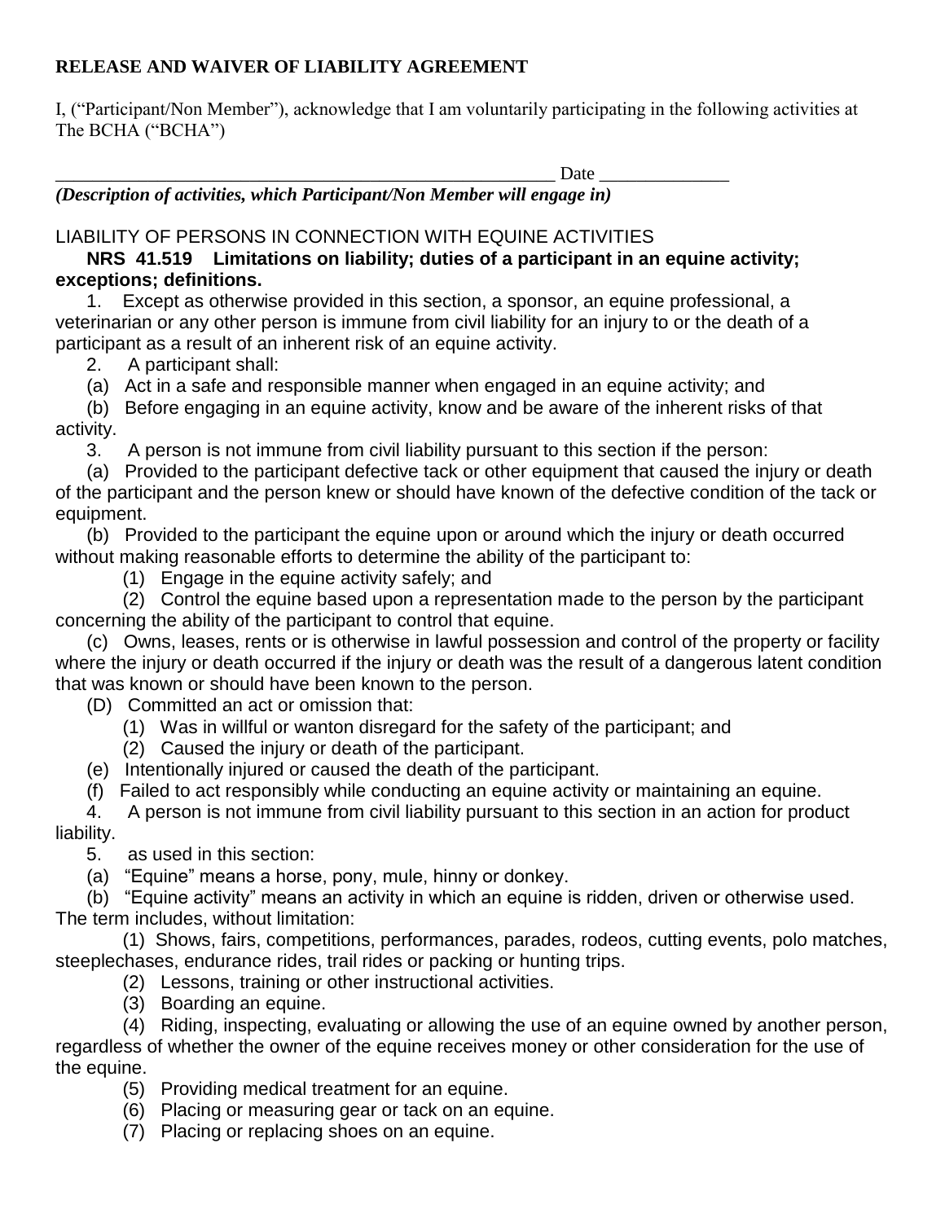**RELEASE AND WAIVER OF LIABILITY AGREEMENT**

I, ("Participant/Non Member"), acknowledge that I am voluntarily participating in the following activities at The BCHA ("BCHA")

_______________________________________________________ Date ______________

***(Description of activities, which Participant/Non Member will engage in)***

LIABILITY OF PERSONS IN CONNECTION WITH EQUINE ACTIVITIES

**NRS 41.519 Limitations on liability; duties of a participant in an equine activity; exceptions; definitions.**

1. Except as otherwise provided in this section, a sponsor, an equine professional, a veterinarian or any other person is immune from civil liability for an injury to or the death of a participant as a result of an inherent risk of an equine activity.

2. A participant shall:

(a) Act in a safe and responsible manner when engaged in an equine activity; and

(b) Before engaging in an equine activity, know and be aware of the inherent risks of that activity.

3. A person is not immune from civil liability pursuant to this section if the person:

(a) Provided to the participant defective tack or other equipment that caused the injury or death of the participant and the person knew or should have known of the defective condition of the tack or equipment.

(b) Provided to the participant the equine upon or around which the injury or death occurred without making reasonable efforts to determine the ability of the participant to:

(1) Engage in the equine activity safely; and

(2) Control the equine based upon a representation made to the person by the participant concerning the ability of the participant to control that equine.

(c) Owns, leases, rents or is otherwise in lawful possession and control of the property or facility where the injury or death occurred if the injury or death was the result of a dangerous latent condition that was known or should have been known to the person.

(D) Committed an act or omission that:

(1) Was in willful or wanton disregard for the safety of the participant; and

(2) Caused the injury or death of the participant.

(e) Intentionally injured or caused the death of the participant.

(f) Failed to act responsibly while conducting an equine activity or maintaining an equine.

4. A person is not immune from civil liability pursuant to this section in an action for product liability.

5. as used in this section:

(a) "Equine" means a horse, pony, mule, hinny or donkey.

(b) "Equine activity" means an activity in which an equine is ridden, driven or otherwise used. The term includes, without limitation:

(1) Shows, fairs, competitions, performances, parades, rodeos, cutting events, polo matches, steeplechases, endurance rides, trail rides or packing or hunting trips.

(2) Lessons, training or other instructional activities.

(3) Boarding an equine.

(4) Riding, inspecting, evaluating or allowing the use of an equine owned by another person, regardless of whether the owner of the equine receives money or other consideration for the use of the equine.

(5) Providing medical treatment for an equine.

(6) Placing or measuring gear or tack on an equine.

(7) Placing or replacing shoes on an equine.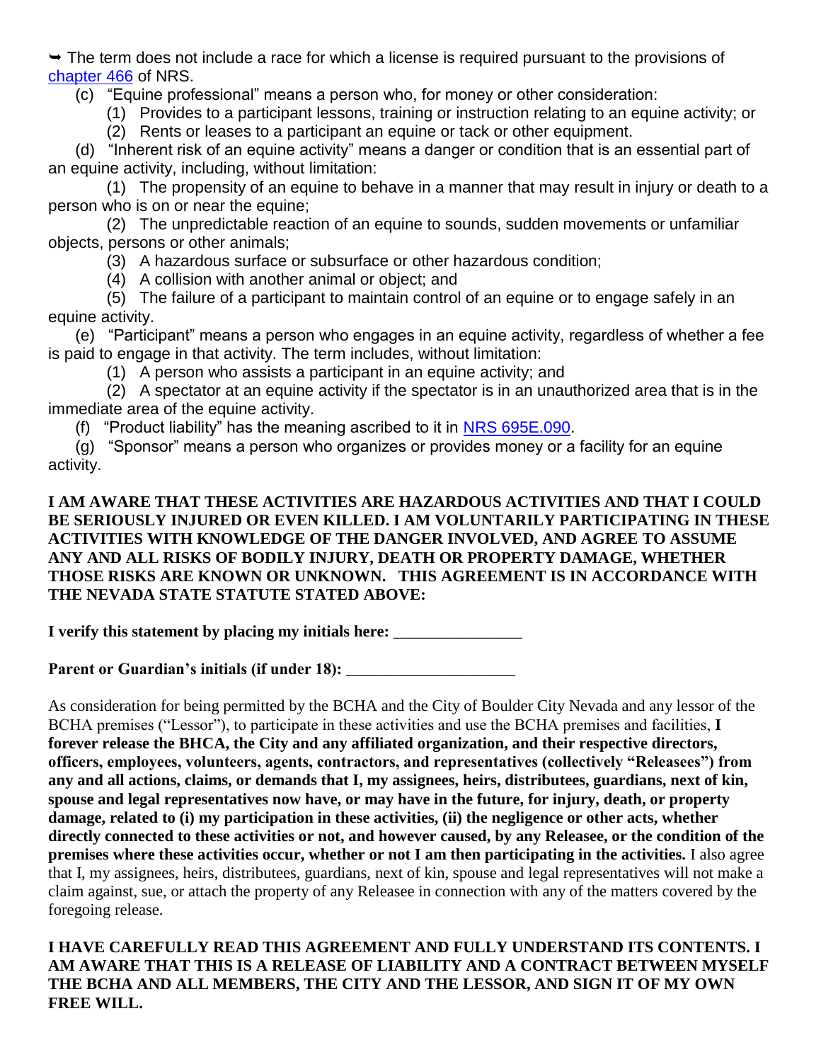➥ The term does not include a race for which a license is required pursuant to the provisions of chapter 466 of NRS.

(c) "Equine professional" means a person who, for money or other consideration:

(1) Provides to a participant lessons, training or instruction relating to an equine activity; or

(2) Rents or leases to a participant an equine or tack or other equipment.

(d) "Inherent risk of an equine activity" means a danger or condition that is an essential part of an equine activity, including, without limitation:

(1) The propensity of an equine to behave in a manner that may result in injury or death to a person who is on or near the equine;

(2) The unpredictable reaction of an equine to sounds, sudden movements or unfamiliar objects, persons or other animals;

(3) A hazardous surface or subsurface or other hazardous condition;

(4) A collision with another animal or object; and

(5) The failure of a participant to maintain control of an equine or to engage safely in an equine activity.

(e) "Participant" means a person who engages in an equine activity, regardless of whether a fee is paid to engage in that activity. The term includes, without limitation:

(1) A person who assists a participant in an equine activity; and

(2) A spectator at an equine activity if the spectator is in an unauthorized area that is in the immediate area of the equine activity.

(f) "Product liability" has the meaning ascribed to it in NRS 695E.090.

(g) "Sponsor" means a person who organizes or provides money or a facility for an equine activity.

**I AM AWARE THAT THESE ACTIVITIES ARE HAZARDOUS ACTIVITIES AND THAT I COULD BE SERIOUSLY INJURED OR EVEN KILLED. I AM VOLUNTARILY PARTICIPATING IN THESE ACTIVITIES WITH KNOWLEDGE OF THE DANGER INVOLVED, AND AGREE TO ASSUME ANY AND ALL RISKS OF BODILY INJURY, DEATH OR PROPERTY DAMAGE, WHETHER THOSE RISKS ARE KNOWN OR UNKNOWN. THIS AGREEMENT IS IN ACCORDANCE WITH THE NEVADA STATE STATUTE STATED ABOVE:**

**I verify this statement by placing my initials here:** _______________

**Parent or Guardian's initials (if under 18):** ____________________

As consideration for being permitted by the BCHA and the City of Boulder City Nevada and any lessor of the BCHA premises ("Lessor"), to participate in these activities and use the BCHA premises and facilities, **I forever release the BHCA, the City and any affiliated organization, and their respective directors, officers, employees, volunteers, agents, contractors, and representatives (collectively "Releasees") from any and all actions, claims, or demands that I, my assignees, heirs, distributees, guardians, next of kin, spouse and legal representatives now have, or may have in the future, for injury, death, or property damage, related to (i) my participation in these activities, (ii) the negligence or other acts, whether directly connected to these activities or not, and however caused, by any Releasee, or the condition of the premises where these activities occur, whether or not I am then participating in the activities.** I also agree that I, my assignees, heirs, distributees, guardians, next of kin, spouse and legal representatives will not make a claim against, sue, or attach the property of any Releasee in connection with any of the matters covered by the foregoing release.

**I HAVE CAREFULLY READ THIS AGREEMENT AND FULLY UNDERSTAND ITS CONTENTS. I AM AWARE THAT THIS IS A RELEASE OF LIABILITY AND A CONTRACT BETWEEN MYSELF THE BCHA AND ALL MEMBERS, THE CITY AND THE LESSOR, AND SIGN IT OF MY OWN FREE WILL.**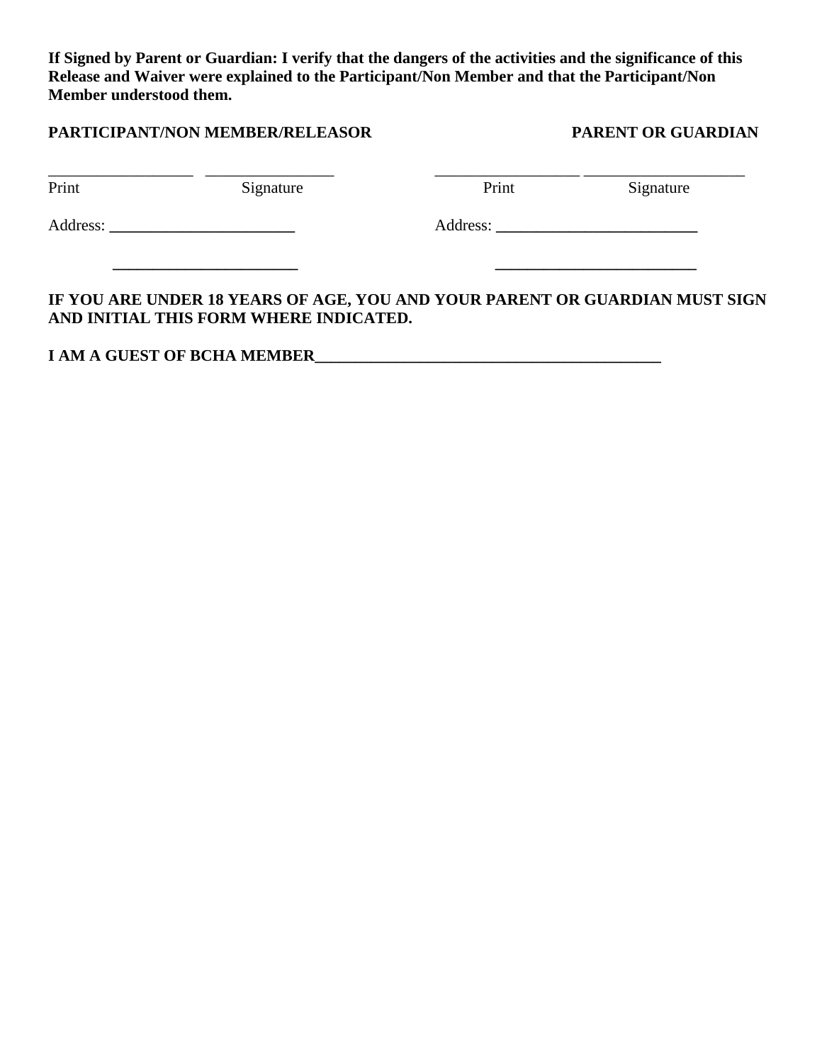**If Signed by Parent or Guardian: I verify that the dangers of the activities and the significance of this Release and Waiver were explained to the Participant/Non Member and that the Participant/Non Member understood them.**

| **PARTICIPANT/NON MEMBER/RELEASOR** | | **PARENT OR GUARDIAN** | |
|---|---|---|---|
| ___________________ | _________________ | ___________________ | _____________________ |
| Print | Signature | Print | Signature |
| Address: ________________________ | | Address: __________________________ | |
| ________________________ | | __________________________ | |

**IF YOU ARE UNDER 18 YEARS OF AGE, YOU AND YOUR PARENT OR GUARDIAN MUST SIGN AND INITIAL THIS FORM WHERE INDICATED.**

**I AM A GUEST OF BCHA MEMBER_____________________________________________**